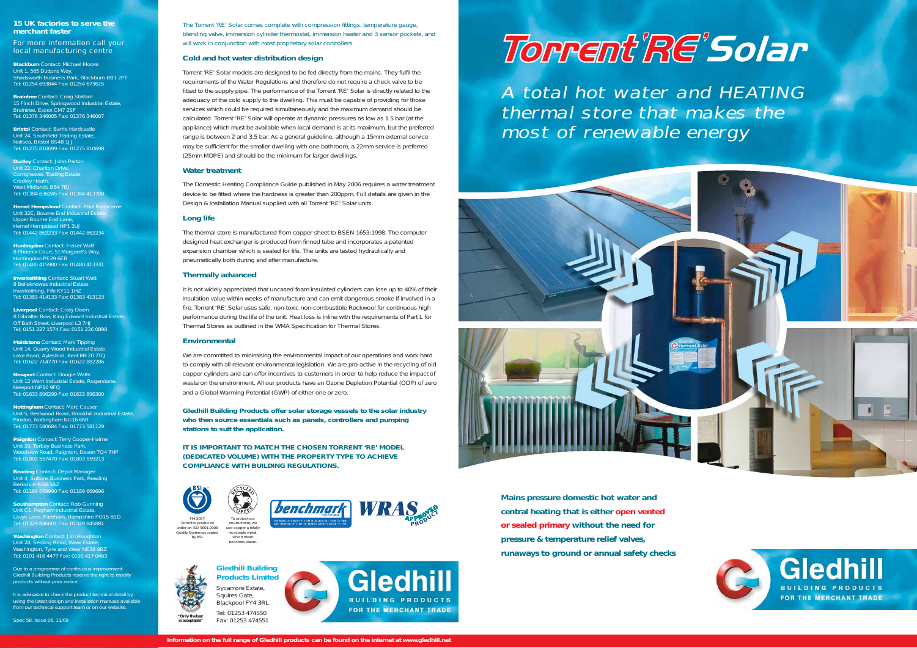## 15 UK factories to serve the merchant faster

For more information call your local manufacturing centre

**Blackburn** Contact: Michael Moore
Unit 1, 565 Duttons Way,
Shadsworth Business Park, Blackburn BB1 2PT
Tel: 01254 693844 Fax: 01254 673615

**Braintree** Contact: Craig Stallard
15 Finch Drive, Springwood Industrial Estate,
Braintree, Essex CM7 2SF
Tel: 01376 346005 Fax: 01376 346007

**Bristol** Contact: Barrie Hardcastle
Unit 24, Southfield Trading Estate,
Nailsea, Bristol BS48 1JJ
Tel: 01275 810699 Fax: 01275 810698

**Dudley** Contact: John Parton
Unit 22, Charlton Drive,
Corngreaves Trading Estate,
Cradley Heath,
West Midlands B64 7BJ
Tel: 01384 636245 Fax: 01384 413700

**Hemel Hempstead** Contact: Paul Ranscome
Unit 32E, Bourne End Industrial Estate,
Upper Bourne End Lane,
Hemel Hempstead HP1 2UJ
Tel: 01442 862233 Fax: 01442 862234

**Huntingdon** Contact: Fraser Watt
8 Phoenix Court, St Margaret's Way,
Huntingdon PE29 6EB
Tel: 01480 415980 Fax: 01480 413331

**Inverkeithing** Contact: Stuart Watt
8 Belleknowes Industrial Estate,
Inverkeithing, Fife KY11 1HZ
Tel: 01383 414133 Fax: 01383 413123

**Liverpool** Contact: Craig Dixon
8 Gibraltar Row, King Edward Industrial Estate,
Off Bath Street, Liverpool L3 7HJ
Tel: 0151 227 1574 Fax: 0151 236 0898

**Maidstone** Contact: Mark Tipping
Unit 14, Quarry Wood Industrial Estate,
Lake Road, Aylesford, Kent ME20 7TQ
Tel: 01622 714770 Fax: 01622 882286

**Newport** Contact: Dougie Watts
Unit 12 Wern Industrial Estate, Rogerstone,
Newport NP10 9FQ
Tel: 01633 896299 Fax: 01633 896300

**Nottingham** Contact: Marc Causer
Unit 5, Bestwood Road, Brookhill Industrial Estate,
Pinxton, Nottingham NG16 6NT
Tel: 01773 580684 Fax: 01773 581129

**Paignton** Contact: Terry Cooper-Haime
Unit 29, Torbay Business Park,
Woodview Road, Paignton, Devon TQ4 7HP
Tel: 01803 557470 Fax: 01803 559213

**Reading** Contact: Depot Manager
Unit 4, Suttons Business Park, Reading
Berkshire RG6 1AZ
Tel: 01189 669990 Fax: 01189 669696

**Southampton** Contact: Rob Gunning
Unit C1, Pegham Industrial Estate,
Lavys Lane, Fareham, Hampshire PO15 6SD
Tel: 01329 846601 Fax: 01329 845881

**Washington** Contact: Jim Houghton
Unit 28, Sedling Road, Wear Estate,
Washington, Tyne and Wear NE38 9BZ
Tel: 0191 416 4477 Fax: 0191 417 0463

Due to a programme of continuous improvement Gledhill Building Products reserve the right to modify products without prior notice.

It is advisable to check the product technical detail by using the latest design and installation manuals available from our technical support team or on our website.

Spec 58. Issue 06. 11/09

The Torrent 'RE' Solar comes complete with compression fittings, temperature gauge, blending valve, immersion cylinder thermostat, immersion heater and 3 sensor pockets, and will work in conjunction with most proprietary solar controllers.

### Cold and hot water distribution design

Torrent 'RE' Solar models are designed to be fed directly from the mains. They fulfil the requirements of the Water Regulations and therefore do not require a check valve to be fitted to the supply pipe. The performance of the Torrent 'RE' Solar is directly related to the adequacy of the cold supply to the dwelling. This must be capable of providing for those services which could be required simultaneously and the maximum demand should be calculated. Torrent 'RE' Solar will operate at dynamic pressures as low as 1.5 bar (at the appliance) which must be available when local demand is at its maximum, but the preferred range is between 2 and 3.5 bar. As a general guideline, although a 15mm external service may be sufficient for the smaller dwelling with one bathroom, a 22mm service is preferred (25mm MDPE) and should be the minimum for larger dwellings.

### Water treatment

The Domestic Heating Compliance Guide published in May 2006 requires a water treatment device to be fitted where the hardness is greater than 200ppm. Full details are given in the Design & Installation Manual supplied with all Torrent 'RE' Solar units.

### Long life

The thermal store is manufactured from copper sheet to BSEN 1653:1998. The computer designed heat exchanger is produced from finned tube and incorporates a patented expansion chamber which is sealed for life. The units are tested hydraulically and pneumatically both during and after manufacture.

### Thermally advanced

It is not widely appreciated that uncased foam insulated cylinders can lose up to 40% of their insulation value within weeks of manufacture and can emit dangerous smoke if involved in a fire. Torrent 'RE' Solar uses safe, non-toxic non-combustible Rockwool for continuous high performance during the life of the unit. Heat loss is inline with the requirements of Part L for Thermal Stores as outlined in the WMA Specification for Thermal Stores.

### Environmental

We are committed to minimising the environmental impact of our operations and work hard to comply with all relevant environmental legislation. We are pro-active in the recycling of old copper cylinders and can offer incentives to customers in order to help reduce the impact of waste on the environment. All our products have an Ozone Depletion Potential (ODP) of zero and a Global Warming Potential (GWP) of either one or zero.

**Gledhill Building Products offer solar storage vessels to the solar industry who then source essentials such as panels, controllers and pumping stations to suit the application.**

**IT IS IMPORTANT TO MATCH THE CHOSEN TORRENT 'RE' MODEL (DEDICATED VOLUME) WITH THE PROPERTY TYPE TO ACHIEVE COMPLIANCE WITH BUILDING REGULATIONS.**

FM 2057 Torrent is produced under an ISO 9001:2008 Quality System accepted by BSI

To protect our environment, we use copper a totally recyclable metal, which never becomes waste.

"Only the best is acceptable"

**Gledhill Building Products Limited**
Sycamore Estate,
Squires Gate,
Blackpool FY4 3RL
Tel: 01253 474550
Fax: 01253 474551

# Torrent 'RE' Solar

*A total hot water and HEATING thermal store that makes the most of renewable energy*

**Mains pressure domestic hot water and central heating that is either open vented or sealed primary without the need for pressure & temperature relief valves, runaways to ground or annual safety checks**

Gledhill BUILDING PRODUCTS FOR THE MERCHANT TRADE

**Information on the full range of Gledhill products can be found on the internet at www.gledhill.net**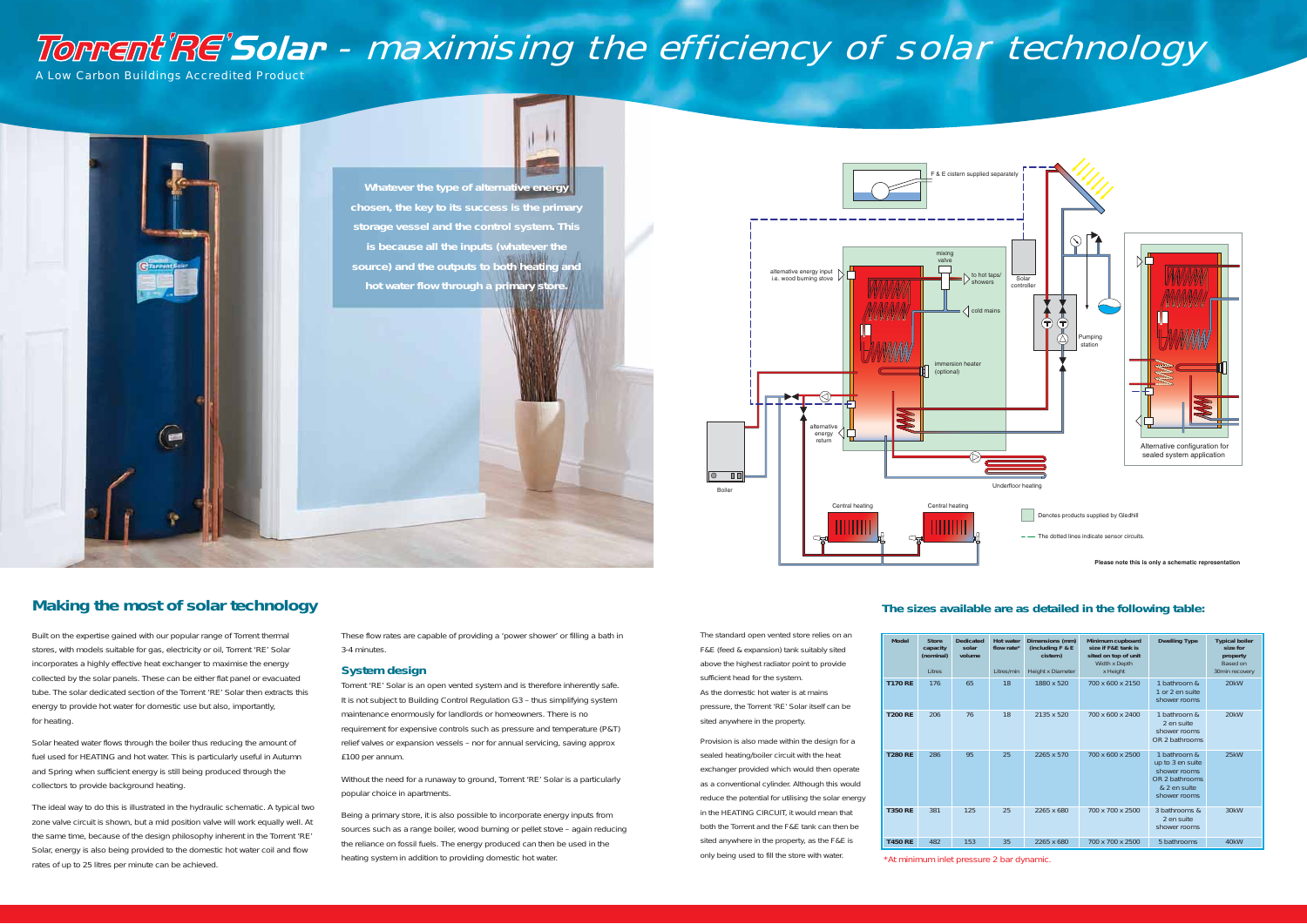# Torrent'RE' Solar - maximising the efficiency of solar technology

A Low Carbon Buildings Accredited Product

**Whatever the type of alternative energy chosen, the key to its success is the primary storage vessel and the control system. This is because all the inputs (whatever the source) and the outputs to both heating and hot water flow through a primary store.**

F & E cistern supplied separately

alternative energy input i.e. wood burning stove

mixing valve

to hot taps/ showers

Solar controller

cold mains

Pumping station

immersion heater (optional)

alternative energy return

Boiler

Underfloor heating

Alternative configuration for sealed system application

Central heating

Central heating

Denotes products supplied by Gledhill

The dotted lines indicate sensor circuits.

Please note this is only a schematic representation

## Making the most of solar technology

Built on the expertise gained with our popular range of Torrent thermal stores, with models suitable for gas, electricity or oil, Torrent 'RE' Solar incorporates a highly effective heat exchanger to maximise the energy collected by the solar panels. These can be either flat panel or evacuated tube. The solar dedicated section of the Torrent 'RE' Solar then extracts this energy to provide hot water for domestic use but also, importantly, for heating.

Solar heated water flows through the boiler thus reducing the amount of fuel used for HEATING and hot water. This is particularly useful in Autumn and Spring when sufficient energy is still being produced through the collectors to provide background heating.

The ideal way to do this is illustrated in the hydraulic schematic. A typical two zone valve circuit is shown, but a mid position valve will work equally well. At the same time, because of the design philosophy inherent in the Torrent 'RE' Solar, energy is also being provided to the domestic hot water coil and flow rates of up to 25 litres per minute can be achieved.

These flow rates are capable of providing a 'power shower' or filling a bath in 3-4 minutes.

### System design

Torrent 'RE' Solar is an open vented system and is therefore inherently safe. It is not subject to Building Control Regulation G3 – thus simplifying system maintenance enormously for landlords or homeowners. There is no requirement for expensive controls such as pressure and temperature (P&T) relief valves or expansion vessels – nor for annual servicing, saving approx £100 per annum.

Without the need for a runaway to ground, Torrent 'RE' Solar is a particularly popular choice in apartments.

Being a primary store, it is also possible to incorporate energy inputs from sources such as a range boiler, wood burning or pellet stove – again reducing the reliance on fossil fuels. The energy produced can then be used in the heating system in addition to providing domestic hot water.

The standard open vented store relies on an F&E (feed & expansion) tank suitably sited above the highest radiator point to provide sufficient head for the system.

As the domestic hot water is at mains pressure, the Torrent 'RE' Solar itself can be sited anywhere in the property.

Provision is also made within the design for a sealed heating/boiler circuit with the heat exchanger provided which would then operate as a conventional cylinder. Although this would reduce the potential for utilising the solar energy in the HEATING CIRCUIT, it would mean that both the Torrent and the F&E tank can then be sited anywhere in the property, as the F&E is only being used to fill the store with water.

## The sizes available are as detailed in the following table:

| Model | Store capacity (nominal) Litres | Dedicated solar volume | Hot water flow rate* Litres/min | Dimensions (mm) (including F & E cistern) Height x Diameter | Minimum cupboard size if F&E tank is sited on top of unit Width x Depth x Height | Dwelling Type | Typical boiler size for property Based on 30min recovery |
|---|---|---|---|---|---|---|---|
| T170 RE | 176 | 65 | 18 | 1880 x 520 | 700 x 600 x 2150 | 1 bathroom & 1 or 2 en suite shower rooms | 20kW |
| T200 RE | 206 | 76 | 18 | 2135 x 520 | 700 x 600 x 2400 | 1 bathroom & 2 en suite shower rooms OR 2 bathrooms | 20kW |
| T280 RE | 286 | 95 | 25 | 2265 x 570 | 700 x 600 x 2500 | 1 bathroom & up to 3 en suite shower rooms OR 2 bathrooms & 2 en suite shower rooms | 25kW |
| T350 RE | 381 | 125 | 25 | 2265 x 680 | 700 x 700 x 2500 | 3 bathrooms & 2 en suite shower rooms | 30kW |
| T450 RE | 482 | 153 | 35 | 2265 x 680 | 700 x 700 x 2500 | 5 bathrooms | 40kW |

*At minimum inlet pressure 2 bar dynamic.